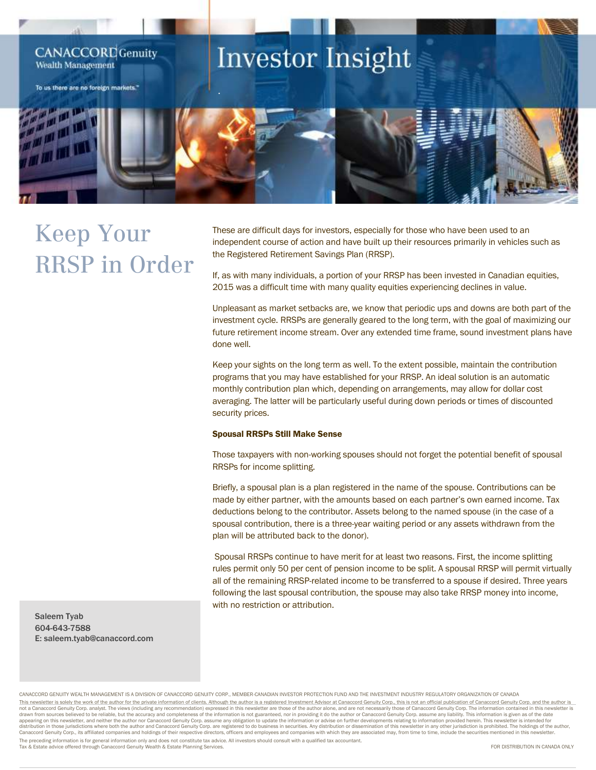CANACCORD Genuity
Wealth Management

To us there are no foreign markets.™

# Investor Insight

## Keep Your RRSP in Order

These are difficult days for investors, especially for those who have been used to an independent course of action and have built up their resources primarily in vehicles such as the Registered Retirement Savings Plan (RRSP).

If, as with many individuals, a portion of your RRSP has been invested in Canadian equities, 2015 was a difficult time with many quality equities experiencing declines in value.

Unpleasant as market setbacks are, we know that periodic ups and downs are both part of the investment cycle. RRSPs are generally geared to the long term, with the goal of maximizing our future retirement income stream. Over any extended time frame, sound investment plans have done well.

Keep your sights on the long term as well. To the extent possible, maintain the contribution programs that you may have established for your RRSP. An ideal solution is an automatic monthly contribution plan which, depending on arrangements, may allow for dollar cost averaging. The latter will be particularly useful during down periods or times of discounted security prices.

### Spousal RRSPs Still Make Sense

Those taxpayers with non-working spouses should not forget the potential benefit of spousal RRSPs for income splitting.

Briefly, a spousal plan is a plan registered in the name of the spouse. Contributions can be made by either partner, with the amounts based on each partner's own earned income. Tax deductions belong to the contributor. Assets belong to the named spouse (in the case of a spousal contribution, there is a three-year waiting period or any assets withdrawn from the plan will be attributed back to the donor).

Spousal RRSPs continue to have merit for at least two reasons. First, the income splitting rules permit only 50 per cent of pension income to be split. A spousal RRSP will permit virtually all of the remaining RRSP-related income to be transferred to a spouse if desired. Three years following the last spousal contribution, the spouse may also take RRSP money into income, with no restriction or attribution.

Saleem Tyab
604-643-7588
E: saleem.tyab@canaccord.com

CANACCORD GENUITY WEALTH MANAGEMENT IS A DIVISION OF CANACCORD GENUITY CORP., MEMBER-CANADIAN INVESTOR PROTECTION FUND AND THE INVESTMENT INDUSTRY REGULATORY ORGANIZATION OF CANADA

This newsletter is solely the work of the author for the private information of clients. Although the author is a registered Investment Advisor at Canaccord Genuity Corp., this is not an official publication of Canaccord Genuity Corp. and the author is not a Canaccord Genuity Corp. analyst. The views (including any recommendation) expressed in this newsletter are those of the author alone, and are not necessarily those of Canaccord Genuity Corp. The information contained in this newsletter is drawn from sources believed to be reliable, but the accuracy and completeness of the information is not guaranteed, nor in providing it do the author or Canaccord Genuity Corp. assume any liability. This information is given as of the date appearing on this newsletter, and neither the author nor Canaccord Genuity Corp. assume any obligation to update the information or advise on further developments relating to information provided herein. This newsletter is intended for distribution in those jurisdictions where both the author and Canaccord Genuity Corp. are registered to do business in securities. Any distribution or dissemination of this newsletter in any other jurisdiction is prohibited. The holdings of the author, Canaccord Genuity Corp., its affiliated companies and holdings of their respective directors, officers and employees and companies with which they are associated may, from time to time, include the securities mentioned in this newsletter.

The preceding information is for general information only and does not constitute tax advice. All investors should consult with a qualified tax accountant.
Tax & Estate advice offered through Canaccord Genuity Wealth & Estate Planning Services.

FOR DISTRIBUTION IN CANADA ONLY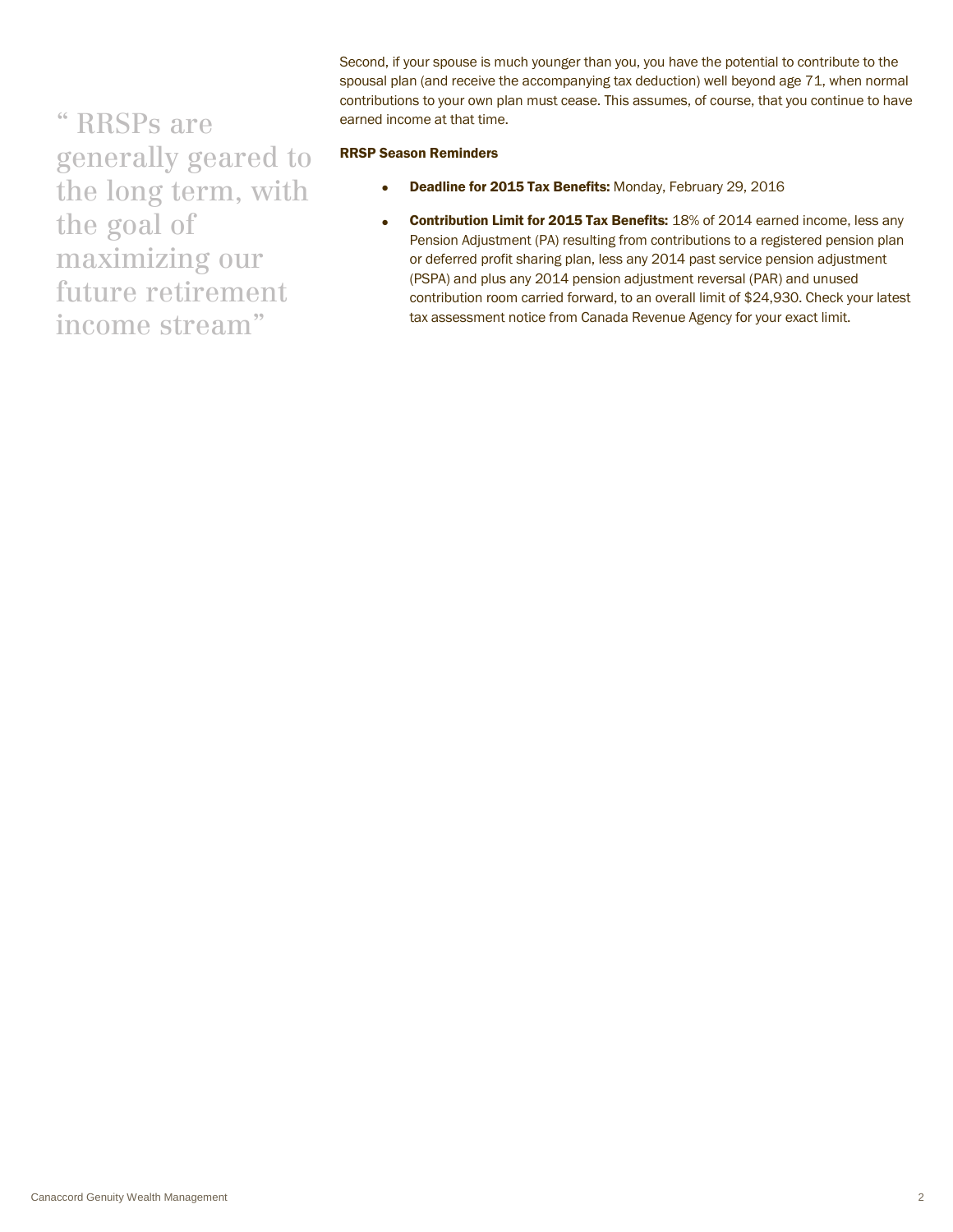> " RRSPs are generally geared to the long term, with the goal of maximizing our future retirement income stream"

Second, if your spouse is much younger than you, you have the potential to contribute to the spousal plan (and receive the accompanying tax deduction) well beyond age 71, when normal contributions to your own plan must cease. This assumes, of course, that you continue to have earned income at that time.

**RRSP Season Reminders**

- **Deadline for 2015 Tax Benefits:** Monday, February 29, 2016
- **Contribution Limit for 2015 Tax Benefits:** 18% of 2014 earned income, less any Pension Adjustment (PA) resulting from contributions to a registered pension plan or deferred profit sharing plan, less any 2014 past service pension adjustment (PSPA) and plus any 2014 pension adjustment reversal (PAR) and unused contribution room carried forward, to an overall limit of $24,930. Check your latest tax assessment notice from Canada Revenue Agency for your exact limit.